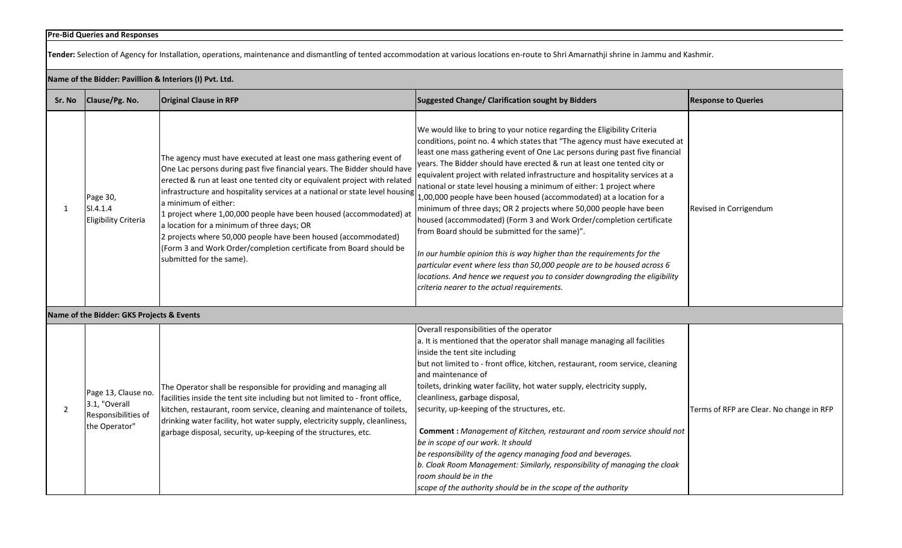**Pre-Bid Queries and Responses**

**Tender:** Selection of Agency for Installation, operations, maintenance and dismantling of tented accommodation at various locations en-route to Shri Amarnathji shrine in Jammu and Kashmir.

| Sr. No | Clause/Pg. No. | Original Clause in RFP | Suggested Change/ Clarification sought by Bidders | Response to Queries |
|---|---|---|---|---|
| **Name of the Bidder: Pavillion & Interiors (I) Pvt. Ltd.** | | | | |
| 1 | Page 30, Sl.4.1.4 Eligibility Criteria | The agency must have executed at least one mass gathering event of One Lac persons during past five financial years. The Bidder should have erected & run at least one tented city or equivalent project with related infrastructure and hospitality services at a national or state level housing a minimum of either:<br>1 project where 1,00,000 people have been housed (accommodated) at a location for a minimum of three days; OR<br>2 projects where 50,000 people have been housed (accommodated) (Form 3 and Work Order/completion certificate from Board should be submitted for the same). | We would like to bring to your notice regarding the Eligibility Criteria conditions, point no. 4 which states that "The agency must have executed at least one mass gathering event of One Lac persons during past five financial years. The Bidder should have erected & run at least one tented city or equivalent project with related infrastructure and hospitality services at a national or state level housing a minimum of either: 1 project where 1,00,000 people have been housed (accommodated) at a location for a minimum of three days; OR 2 projects where 50,000 people have been housed (accommodated) (Form 3 and Work Order/completion certificate from Board should be submitted for the same)".<br><br>*In our humble opinion this is way higher than the requirements for the particular event where less than 50,000 people are to be housed across 6 locations. And hence we request you to consider downgrading the eligibility criteria nearer to the actual requirements.* | Revised in Corrigendum |
| **Name of the Bidder: GKS Projects & Events** | | | | |
| 2 | Page 13, Clause no. 3.1, "Overall Responsibilities of the Operator" | The Operator shall be responsible for providing and managing all facilities inside the tent site including but not limited to - front office, kitchen, restaurant, room service, cleaning and maintenance of toilets, drinking water facility, hot water supply, electricity supply, cleanliness, garbage disposal, security, up-keeping of the structures, etc. | Overall responsibilities of the operator<br>a. It is mentioned that the operator shall manage managing all facilities inside the tent site including<br>but not limited to - front office, kitchen, restaurant, room service, cleaning and maintenance of<br>toilets, drinking water facility, hot water supply, electricity supply, cleanliness, garbage disposal,<br>security, up-keeping of the structures, etc.<br><br>**Comment :** *Management of Kitchen, restaurant and room service should not be in scope of our work. It should<br>be responsibility of the agency managing food and beverages.<br>b. Cloak Room Management: Similarly, responsibility of managing the cloak room should be in the<br>scope of the authority should be in the scope of the authority* | Terms of RFP are Clear. No change in RFP |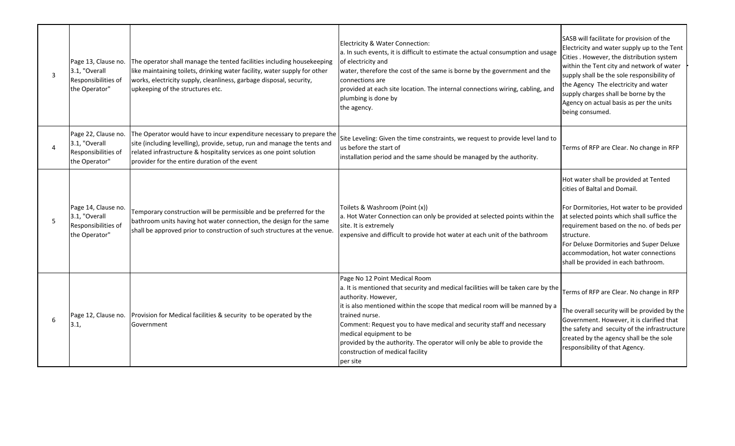| 3 | Page 13, Clause no. 3.1, "Overall Responsibilities of the Operator" | The operator shall manage the tented facilities including housekeeping like maintaining toilets, drinking water facility, water supply for other works, electricity supply, cleanliness, garbage disposal, security, upkeeping of the structures etc. | Electricity & Water Connection:<br>a. In such events, it is difficult to estimate the actual consumption and usage of electricity and water, therefore the cost of the same is borne by the government and the connections are provided at each site location. The internal connections wiring, cabling, and plumbing is done by the agency. | SASB will facilitate for provision of the Electricity and water supply up to the Tent Cities . However, the distribution system within the Tent city and network of water supply shall be the sole responsibility of the Agency The electricity and water supply charges shall be borne by the Agency on actual basis as per the units being consumed. |
|---|---|---|---|---|
| 4 | Page 22, Clause no. 3.1, "Overall Responsibilities of the Operator" | The Operator would have to incur expenditure necessary to prepare the site (including levelling), provide, setup, run and manage the tents and related infrastructure & hospitality services as one point solution provider for the entire duration of the event | Site Leveling: Given the time constraints, we request to provide level land to us before the start of installation period and the same should be managed by the authority. | Terms of RFP are Clear. No change in RFP |
| 5 | Page 14, Clause no. 3.1, "Overall Responsibilities of the Operator" | Temporary construction will be permissible and be preferred for the bathroom units having hot water connection, the design for the same shall be approved prior to construction of such structures at the venue. | Toilets & Washroom (Point (x))<br>a. Hot Water Connection can only be provided at selected points within the site. It is extremely expensive and difficult to provide hot water at each unit of the bathroom | Hot water shall be provided at Tented cities of Baltal and Domail.<br><br>For Dormitories, Hot water to be provided at selected points which shall suffice the requirement based on the no. of beds per structure.<br>For Deluxe Dormitories and Super Deluxe accommodation, hot water connections shall be provided in each bathroom. |
| 6 | Page 12, Clause no. 3.1, | Provision for Medical facilities & security to be operated by the Government | Page No 12 Point Medical Room<br>a. It is mentioned that security and medical facilities will be taken care by the authority. However, it is also mentioned within the scope that medical room will be manned by a trained nurse.<br>Comment: Request you to have medical and security staff and necessary medical equipment to be provided by the authority. The operator will only be able to provide the construction of medical facility per site | Terms of RFP are Clear. No change in RFP<br><br>The overall security will be provided by the Government. However, it is clarified that the safety and secuity of the infrastructure created by the agency shall be the sole responsibility of that Agency. |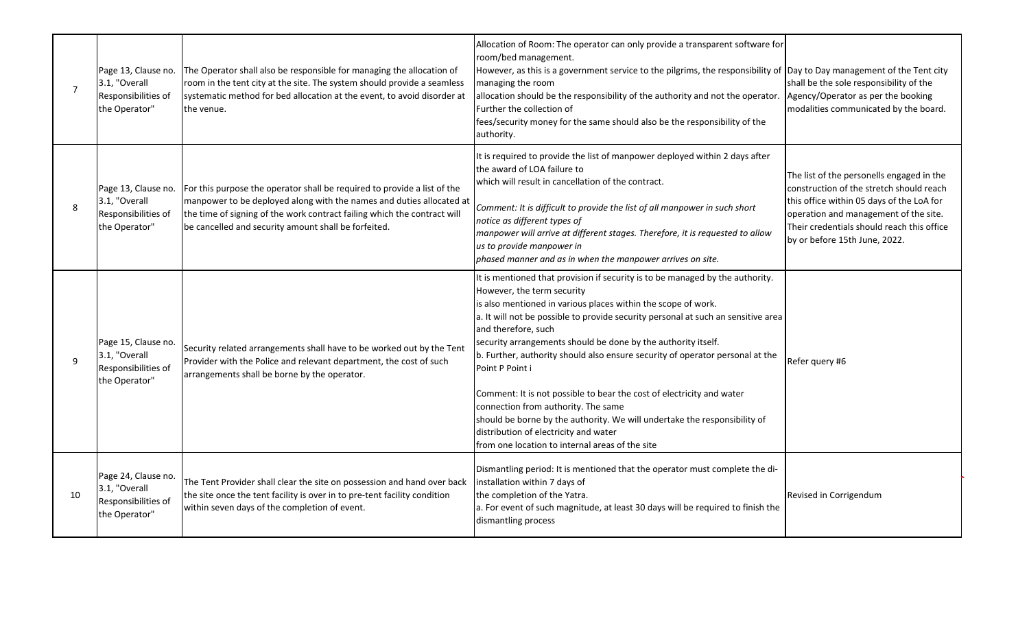| | | | | |
|---|---|---|---|---|
| 7 | Page 13, Clause no. 3.1, "Overall Responsibilities of the Operator" | The Operator shall also be responsible for managing the allocation of room in the tent city at the site. The system should provide a seamless systematic method for bed allocation at the event, to avoid disorder at the venue. | Allocation of Room: The operator can only provide a transparent software for room/bed management.<br>However, as this is a government service to the pilgrims, the responsibility of managing the room<br>allocation should be the responsibility of the authority and not the operator.<br>Further the collection of<br>fees/security money for the same should also be the responsibility of the authority. | Day to Day management of the Tent city shall be the sole responsibility of the Agency/Operator as per the booking modalities communicated by the board. |
| 8 | Page 13, Clause no. 3.1, "Overall Responsibilities of the Operator" | For this purpose the operator shall be required to provide a list of the manpower to be deployed along with the names and duties allocated at the time of signing of the work contract failing which the contract will be cancelled and security amount shall be forfeited. | It is required to provide the list of manpower deployed within 2 days after the award of LOA failure to<br>which will result in cancellation of the contract.<br><br>*Comment: It is difficult to provide the list of all manpower in such short notice as different types of*<br>*manpower will arrive at different stages. Therefore, it is requested to allow us to provide manpower in*<br>*phased manner and as in when the manpower arrives on site.* | The list of the personells engaged in the construction of the stretch should reach this office within 05 days of the LoA for operation and management of the site. Their credentials should reach this office by or before 15th June, 2022. |
| 9 | Page 15, Clause no. 3.1, "Overall Responsibilities of the Operator" | Security related arrangements shall have to be worked out by the Tent Provider with the Police and relevant department, the cost of such arrangements shall be borne by the operator. | It is mentioned that provision if security is to be managed by the authority.<br>However, the term security<br>is also mentioned in various places within the scope of work.<br>a. It will not be possible to provide security personal at such an sensitive area and therefore, such<br>security arrangements should be done by the authority itself.<br>b. Further, authority should also ensure security of operator personal at the Point P Point i<br><br>Comment: It is not possible to bear the cost of electricity and water connection from authority. The same<br>should be borne by the authority. We will undertake the responsibility of distribution of electricity and water<br>from one location to internal areas of the site | Refer query #6 |
| 10 | Page 24, Clause no. 3.1, "Overall Responsibilities of the Operator" | The Tent Provider shall clear the site on possession and hand over back the site once the tent facility is over in to pre-tent facility condition within seven days of the completion of event. | Dismantling period: It is mentioned that the operator must complete the di-installation within 7 days of<br>the completion of the Yatra.<br>a. For event of such magnitude, at least 30 days will be required to finish the dismantling process | Revised in Corrigendum |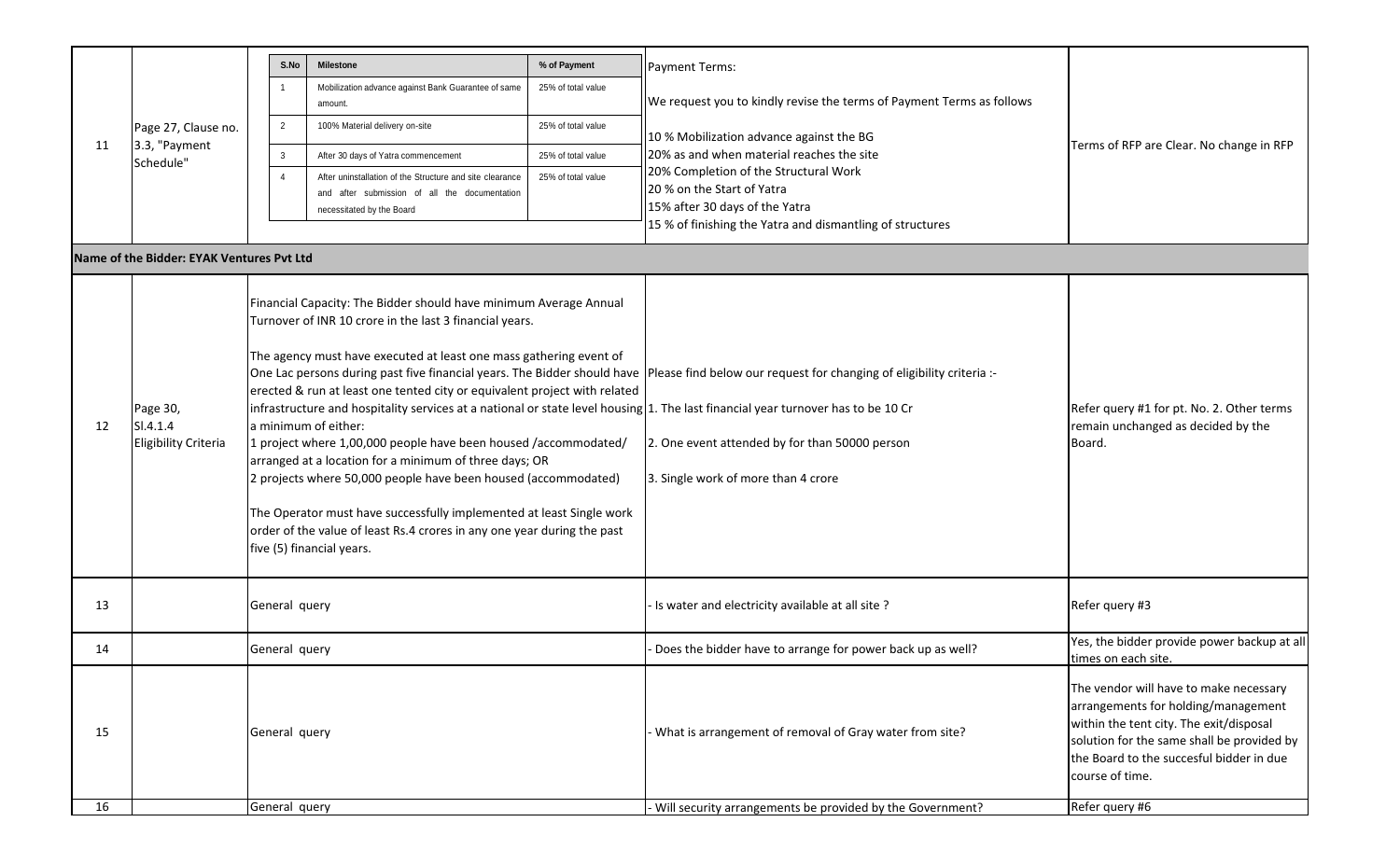| | | | | |
|---|---|---|---|---|
| 11 | Page 27, Clause no. 3.3, "Payment Schedule" | <table><tr><th>S.No</th><th>Milestone</th><th>% of Payment</th></tr><tr><td>1</td><td>Mobilization advance against Bank Guarantee of same amount.</td><td>25% of total value</td></tr><tr><td>2</td><td>100% Material delivery on-site</td><td>25% of total value</td></tr><tr><td>3</td><td>After 30 days of Yatra commencement</td><td>25% of total value</td></tr><tr><td>4</td><td>After uninstallation of the Structure and site clearance and after submission of all the documentation necessitated by the Board</td><td>25% of total value</td></tr></table> | Payment Terms:<br><br>We request you to kindly revise the terms of Payment Terms as follows<br><br>10 % Mobilization advance against the BG<br>20% as and when material reaches the site<br>20% Completion of the Structural Work<br>20 % on the Start of Yatra<br>15% after 30 days of the Yatra<br>15 % of finishing the Yatra and dismantling of structures | Terms of RFP are Clear. No change in RFP |
| **Name of the Bidder: EYAK Ventures Pvt Ltd** | | | | |
| 12 | Page 30, Sl.4.1.4 Eligibility Criteria | Financial Capacity: The Bidder should have minimum Average Annual Turnover of INR 10 crore in the last 3 financial years.<br><br>The agency must have executed at least one mass gathering event of One Lac persons during past five financial years. The Bidder should have erected & run at least one tented city or equivalent project with related infrastructure and hospitality services at a national or state level housing a minimum of either:<br>1 project where 1,00,000 people have been housed /accommodated/ arranged at a location for a minimum of three days; OR<br>2 projects where 50,000 people have been housed (accommodated)<br><br>The Operator must have successfully implemented at least Single work order of the value of least Rs.4 crores in any one year during the past five (5) financial years. | Please find below our request for changing of eligibility criteria :-<br><br>1. The last financial year turnover has to be 10 Cr<br><br>2. One event attended by for than 50000 person<br><br>3. Single work of more than 4 crore | Refer query #1 for pt. No. 2. Other terms remain unchanged as decided by the Board. |
| 13 | | General query | - Is water and electricity available at all site ? | Refer query #3 |
| 14 | | General query | - Does the bidder have to arrange for power back up as well? | Yes, the bidder provide power backup at all times on each site. |
| 15 | | General query | - What is arrangement of removal of Gray water from site? | The vendor will have to make necessary arrangements for holding/management within the tent city. The exit/disposal solution for the same shall be provided by the Board to the succesful bidder in due course of time. |
| 16 | | General query | - Will security arrangements be provided by the Government? | Refer query #6 |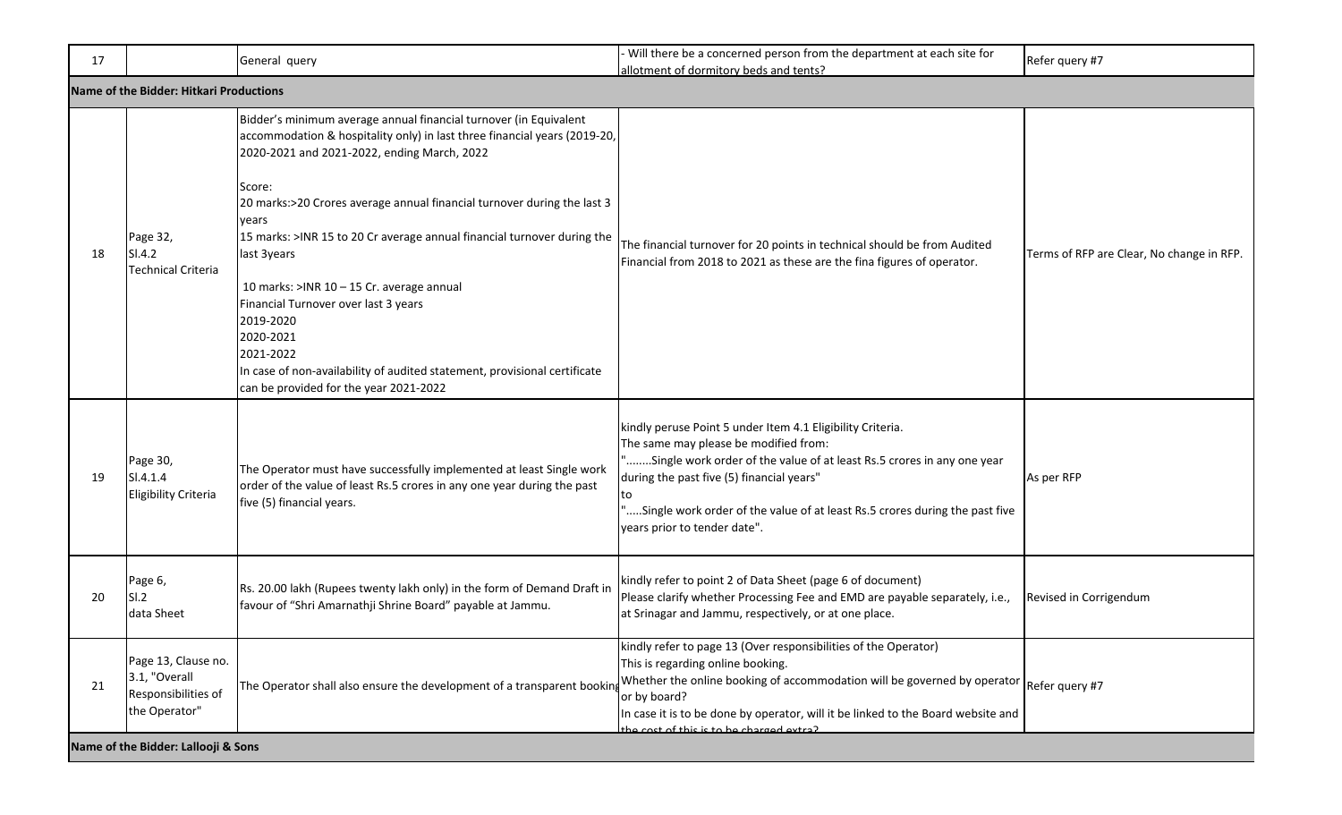| | | | | |
|---|---|---|---|---|
| 17 | | General query | - Will there be a concerned person from the department at each site for allotment of dormitory beds and tents? | Refer query #7 |
| **Name of the Bidder: Hitkari Productions** | | | | |
| 18 | Page 32, Sl.4.2 Technical Criteria | Bidder's minimum average annual financial turnover (in Equivalent accommodation & hospitality only) in last three financial years (2019-20, 2020-2021 and 2021-2022, ending March, 2022<br><br>Score:<br>20 marks:>20 Crores average annual financial turnover during the last 3 years<br>15 marks: >INR 15 to 20 Cr average annual financial turnover during the last 3years<br>10 marks: >INR 10 – 15 Cr. average annual Financial Turnover over last 3 years<br>2019-2020<br>2020-2021<br>2021-2022<br>In case of non-availability of audited statement, provisional certificate can be provided for the year 2021-2022 | The financial turnover for 20 points in technical should be from Audited Financial from 2018 to 2021 as these are the fina figures of operator. | Terms of RFP are Clear, No change in RFP. |
| 19 | Page 30, Sl.4.1.4 Eligibility Criteria | The Operator must have successfully implemented at least Single work order of the value of least Rs.5 crores in any one year during the past five (5) financial years. | kindly peruse Point 5 under Item 4.1 Eligibility Criteria.<br>The same may please be modified from:<br>"........Single work order of the value of at least Rs.5 crores in any one year during the past five (5) financial years"<br>to<br>".....Single work order of the value of at least Rs.5 crores during the past five years prior to tender date". | As per RFP |
| 20 | Page 6, Sl.2 data Sheet | Rs. 20.00 lakh (Rupees twenty lakh only) in the form of Demand Draft in favour of "Shri Amarnathji Shrine Board" payable at Jammu. | kindly refer to point 2 of Data Sheet (page 6 of document)<br>Please clarify whether Processing Fee and EMD are payable separately, i.e., at Srinagar and Jammu, respectively, or at one place. | Revised in Corrigendum |
| 21 | Page 13, Clause no. 3.1, "Overall Responsibilities of the Operator" | The Operator shall also ensure the development of a transparent booking | kindly refer to page 13 (Over responsibilities of the Operator)<br>This is regarding online booking.<br>Whether the online booking of accommodation will be governed by operator or by board?<br>In case it is to be done by operator, will it be linked to the Board website and the cost of this is to be charged extra? | Refer query #7 |
| **Name of the Bidder: Lallooji & Sons** | | | | |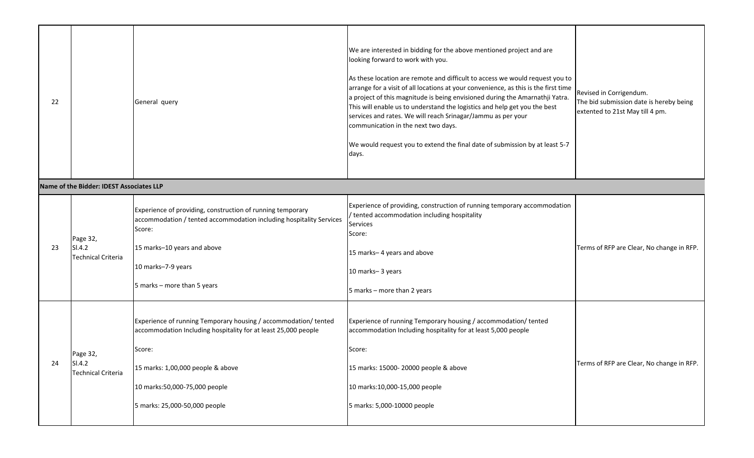| | | | | |
|---|---|---|---|---|
| 22 | | General query | We are interested in bidding for the above mentioned project and are looking forward to work with you.<br><br>As these location are remote and difficult to access we would request you to arrange for a visit of all locations at your convenience, as this is the first time a project of this magnitude is being envisioned during the Amarnathji Yatra. This will enable us to understand the logistics and help get you the best services and rates. We will reach Srinagar/Jammu as per your communication in the next two days.<br><br>We would request you to extend the final date of submission by at least 5-7 days. | Revised in Corrigendum.<br>The bid submission date is hereby being extented to 21st May till 4 pm. |
| **Name of the Bidder: IDEST Associates LLP** | | | | |
| 23 | Page 32,<br>Sl.4.2<br>Technical Criteria | Experience of providing, construction of running temporary accommodation / tented accommodation including hospitality Services<br>Score:<br><br>15 marks–10 years and above<br><br>10 marks–7-9 years<br><br>5 marks – more than 5 years | Experience of providing, construction of running temporary accommodation / tented accommodation including hospitality<br>Services<br>Score:<br><br>15 marks– 4 years and above<br><br>10 marks– 3 years<br><br>5 marks – more than 2 years | Terms of RFP are Clear, No change in RFP. |
| 24 | Page 32,<br>Sl.4.2<br>Technical Criteria | Experience of running Temporary housing / accommodation/ tented accommodation Including hospitality for at least 25,000 people<br><br>Score:<br><br>15 marks: 1,00,000 people & above<br><br>10 marks:50,000-75,000 people<br><br>5 marks: 25,000-50,000 people | Experience of running Temporary housing / accommodation/ tented accommodation Including hospitality for at least 5,000 people<br><br>Score:<br><br>15 marks: 15000- 20000 people & above<br><br>10 marks:10,000-15,000 people<br><br>5 marks: 5,000-10000 people | Terms of RFP are Clear, No change in RFP. |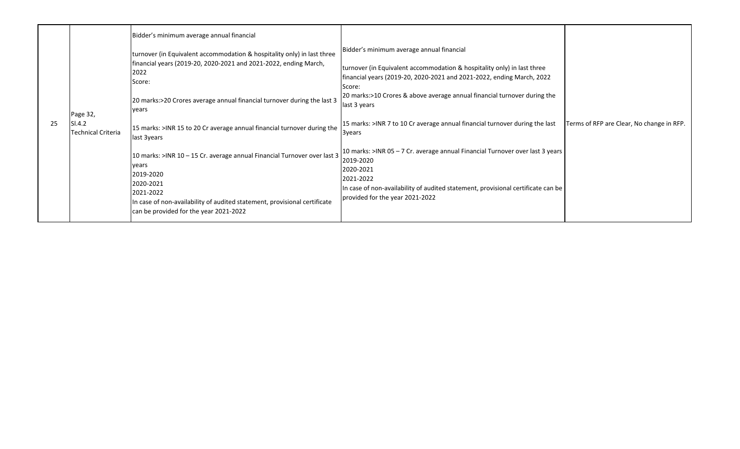| | | | | |
|---|---|---|---|---|
| 25 | Page 32, Sl.4.2 Technical Criteria | Bidder's minimum average annual financial<br><br>turnover (in Equivalent accommodation & hospitality only) in last three financial years (2019-20, 2020-2021 and 2021-2022, ending March, 2022<br>Score:<br><br>20 marks:>20 Crores average annual financial turnover during the last 3 years<br><br>15 marks: >INR 15 to 20 Cr average annual financial turnover during the last 3years<br><br>10 marks: >INR 10 – 15 Cr. average annual Financial Turnover over last 3 years<br>2019-2020<br>2020-2021<br>2021-2022<br>In case of non-availability of audited statement, provisional certificate can be provided for the year 2021-2022 | Bidder's minimum average annual financial<br><br>turnover (in Equivalent accommodation & hospitality only) in last three financial years (2019-20, 2020-2021 and 2021-2022, ending March, 2022<br>Score:<br>20 marks:>10 Crores & above average annual financial turnover during the last 3 years<br><br>15 marks: >INR 7 to 10 Cr average annual financial turnover during the last 3years<br><br>10 marks: >INR 05 – 7 Cr. average annual Financial Turnover over last 3 years<br>2019-2020<br>2020-2021<br>2021-2022<br>In case of non-availability of audited statement, provisional certificate can be provided for the year 2021-2022 | Terms of RFP are Clear, No change in RFP. |